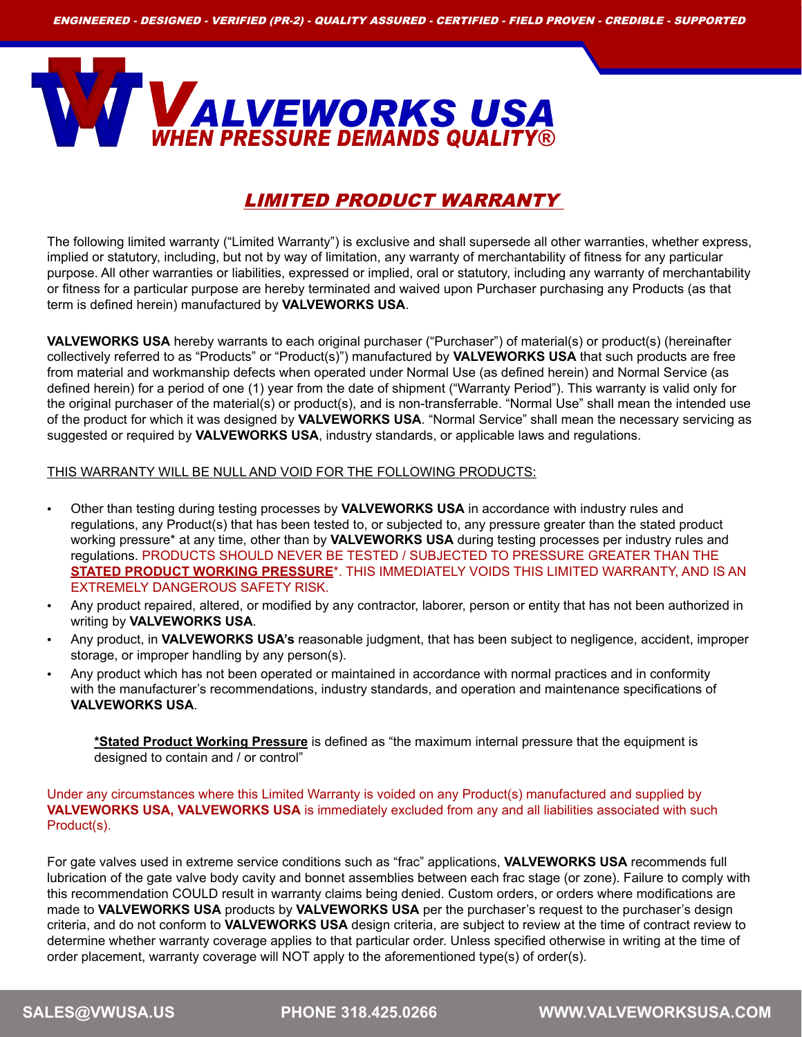# VALVEWORKS USA

**WHEN PRESSURE DEMANDS QUALITY®**

## *LIMITED PRODUCT WARRANTY*

The following limited warranty ("Limited Warranty") is exclusive and shall supersede all other warranties, whether express, implied or statutory, including, but not by way of limitation, any warranty of merchantability of fitness for any particular purpose. All other warranties or liabilities, expressed or implied, oral or statutory, including any warranty of merchantability or fitness for a particular purpose are hereby terminated and waived upon Purchaser purchasing any Products (as that term is defined herein) manufactured by **VALVEWORKS USA**.

**VALVEWORKS USA** hereby warrants to each original purchaser ("Purchaser") of material(s) or product(s) (hereinafter collectively referred to as "Products" or "Product(s)") manufactured by **VALVEWORKS USA** that such products are free from material and workmanship defects when operated under Normal Use (as defined herein) and Normal Service (as defined herein) for a period of one (1) year from the date of shipment ("Warranty Period"). This warranty is valid only for the original purchaser of the material(s) or product(s), and is non-transferrable. "Normal Use" shall mean the intended use of the product for which it was designed by **VALVEWORKS USA**. "Normal Service" shall mean the necessary servicing as suggested or required by **VALVEWORKS USA**, industry standards, or applicable laws and regulations.

THIS WARRANTY WILL BE NULL AND VOID FOR THE FOLLOWING PRODUCTS:

- Other than testing during testing processes by **VALVEWORKS USA** in accordance with industry rules and regulations, any Product(s) that has been tested to, or subjected to, any pressure greater than the stated product working pressure* at any time, other than by **VALVEWORKS USA** during testing processes per industry rules and regulations. PRODUCTS SHOULD NEVER BE TESTED / SUBJECTED TO PRESSURE GREATER THAN THE **STATED PRODUCT WORKING PRESSURE***. THIS IMMEDIATELY VOIDS THIS LIMITED WARRANTY, AND IS AN EXTREMELY DANGEROUS SAFETY RISK.
- Any product repaired, altered, or modified by any contractor, laborer, person or entity that has not been authorized in writing by **VALVEWORKS USA**.
- Any product, in **VALVEWORKS USA's** reasonable judgment, that has been subject to negligence, accident, improper storage, or improper handling by any person(s).
- Any product which has not been operated or maintained in accordance with normal practices and in conformity with the manufacturer's recommendations, industry standards, and operation and maintenance specifications of **VALVEWORKS USA**.

> **\*Stated Product Working Pressure** is defined as "the maximum internal pressure that the equipment is designed to contain and / or control"

Under any circumstances where this Limited Warranty is voided on any Product(s) manufactured and supplied by **VALVEWORKS USA, VALVEWORKS USA** is immediately excluded from any and all liabilities associated with such Product(s).

For gate valves used in extreme service conditions such as "frac" applications, **VALVEWORKS USA** recommends full lubrication of the gate valve body cavity and bonnet assemblies between each frac stage (or zone). Failure to comply with this recommendation COULD result in warranty claims being denied. Custom orders, or orders where modifications are made to **VALVEWORKS USA** products by **VALVEWORKS USA** per the purchaser's request to the purchaser's design criteria, and do not conform to **VALVEWORKS USA** design criteria, are subject to review at the time of contract review to determine whether warranty coverage applies to that particular order. Unless specified otherwise in writing at the time of order placement, warranty coverage will NOT apply to the aforementioned type(s) of order(s).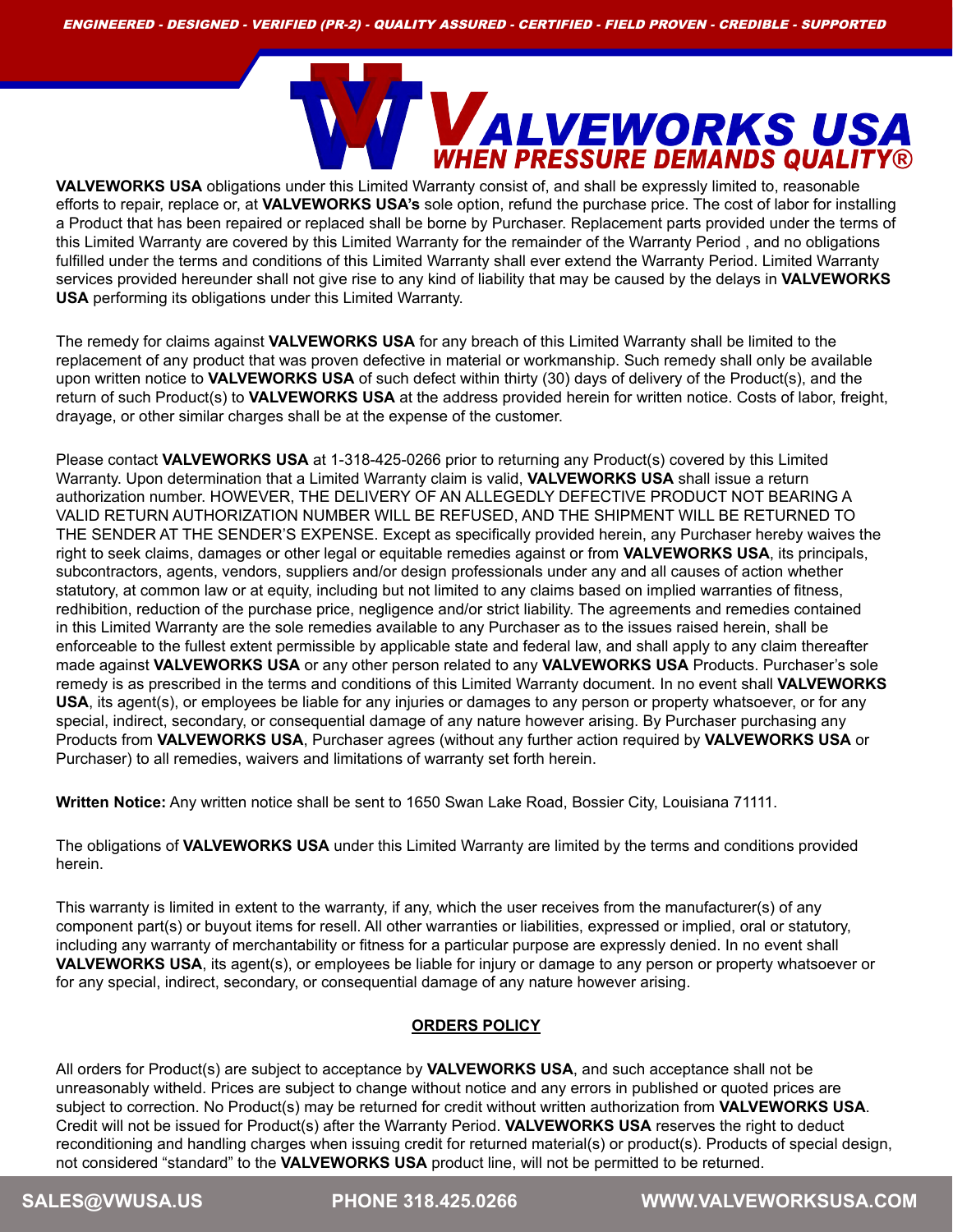**VALVEWORKS USA** obligations under this Limited Warranty consist of, and shall be expressly limited to, reasonable efforts to repair, replace or, at **VALVEWORKS USA's** sole option, refund the purchase price. The cost of labor for installing a Product that has been repaired or replaced shall be borne by Purchaser. Replacement parts provided under the terms of this Limited Warranty are covered by this Limited Warranty for the remainder of the Warranty Period , and no obligations fulfilled under the terms and conditions of this Limited Warranty shall ever extend the Warranty Period. Limited Warranty services provided hereunder shall not give rise to any kind of liability that may be caused by the delays in **VALVEWORKS USA** performing its obligations under this Limited Warranty.

The remedy for claims against **VALVEWORKS USA** for any breach of this Limited Warranty shall be limited to the replacement of any product that was proven defective in material or workmanship. Such remedy shall only be available upon written notice to **VALVEWORKS USA** of such defect within thirty (30) days of delivery of the Product(s), and the return of such Product(s) to **VALVEWORKS USA** at the address provided herein for written notice. Costs of labor, freight, drayage, or other similar charges shall be at the expense of the customer.

Please contact **VALVEWORKS USA** at 1-318-425-0266 prior to returning any Product(s) covered by this Limited Warranty. Upon determination that a Limited Warranty claim is valid, **VALVEWORKS USA** shall issue a return authorization number. HOWEVER, THE DELIVERY OF AN ALLEGEDLY DEFECTIVE PRODUCT NOT BEARING A VALID RETURN AUTHORIZATION NUMBER WILL BE REFUSED, AND THE SHIPMENT WILL BE RETURNED TO THE SENDER AT THE SENDER'S EXPENSE. Except as specifically provided herein, any Purchaser hereby waives the right to seek claims, damages or other legal or equitable remedies against or from **VALVEWORKS USA**, its principals, subcontractors, agents, vendors, suppliers and/or design professionals under any and all causes of action whether statutory, at common law or at equity, including but not limited to any claims based on implied warranties of fitness, redhibition, reduction of the purchase price, negligence and/or strict liability. The agreements and remedies contained in this Limited Warranty are the sole remedies available to any Purchaser as to the issues raised herein, shall be enforceable to the fullest extent permissible by applicable state and federal law, and shall apply to any claim thereafter made against **VALVEWORKS USA** or any other person related to any **VALVEWORKS USA** Products. Purchaser's sole remedy is as prescribed in the terms and conditions of this Limited Warranty document. In no event shall **VALVEWORKS USA**, its agent(s), or employees be liable for any injuries or damages to any person or property whatsoever, or for any special, indirect, secondary, or consequential damage of any nature however arising. By Purchaser purchasing any Products from **VALVEWORKS USA**, Purchaser agrees (without any further action required by **VALVEWORKS USA** or Purchaser) to all remedies, waivers and limitations of warranty set forth herein.

**Written Notice:** Any written notice shall be sent to 1650 Swan Lake Road, Bossier City, Louisiana 71111.

The obligations of **VALVEWORKS USA** under this Limited Warranty are limited by the terms and conditions provided herein.

This warranty is limited in extent to the warranty, if any, which the user receives from the manufacturer(s) of any component part(s) or buyout items for resell. All other warranties or liabilities, expressed or implied, oral or statutory, including any warranty of merchantability or fitness for a particular purpose are expressly denied. In no event shall **VALVEWORKS USA**, its agent(s), or employees be liable for injury or damage to any person or property whatsoever or for any special, indirect, secondary, or consequential damage of any nature however arising.

## ORDERS POLICY

All orders for Product(s) are subject to acceptance by **VALVEWORKS USA**, and such acceptance shall not be unreasonably witheld. Prices are subject to change without notice and any errors in published or quoted prices are subject to correction. No Product(s) may be returned for credit without written authorization from **VALVEWORKS USA**. Credit will not be issued for Product(s) after the Warranty Period. **VALVEWORKS USA** reserves the right to deduct reconditioning and handling charges when issuing credit for returned material(s) or product(s). Products of special design, not considered "standard" to the **VALVEWORKS USA** product line, will not be permitted to be returned.